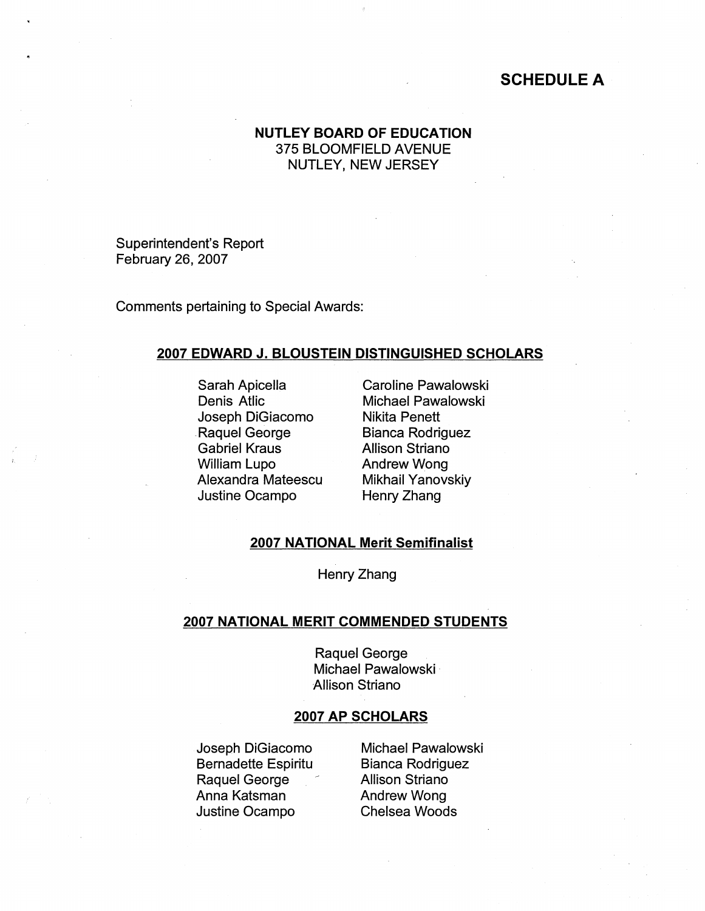# SCHEDULE A

**NUTLEY BOARD OF EDUCATION**
375 BLOOMFIELD AVENUE
NUTLEY, NEW JERSEY

Superintendent's Report
February 26, 2007

Comments pertaining to Special Awards:

## 2007 EDWARD J. BLOUSTEIN DISTINGUISHED SCHOLARS

Sarah Apicella
Denis Atlic
Joseph DiGiacomo
Raquel George
Gabriel Kraus
William Lupo
Alexandra Mateescu
Justine Ocampo
Caroline Pawalowski
Michael Pawalowski
Nikita Penett
Bianca Rodriguez
Allison Striano
Andrew Wong
Mikhail Yanovskiy
Henry Zhang

## 2007 NATIONAL Merit Semifinalist

Henry Zhang

## 2007 NATIONAL MERIT COMMENDED STUDENTS

Raquel George
Michael Pawalowski
Allison Striano

## 2007 AP SCHOLARS

Joseph DiGiacomo
Bernadette Espiritu
Raquel George
Anna Katsman
Justine Ocampo
Michael Pawalowski
Bianca Rodriguez
Allison Striano
Andrew Wong
Chelsea Woods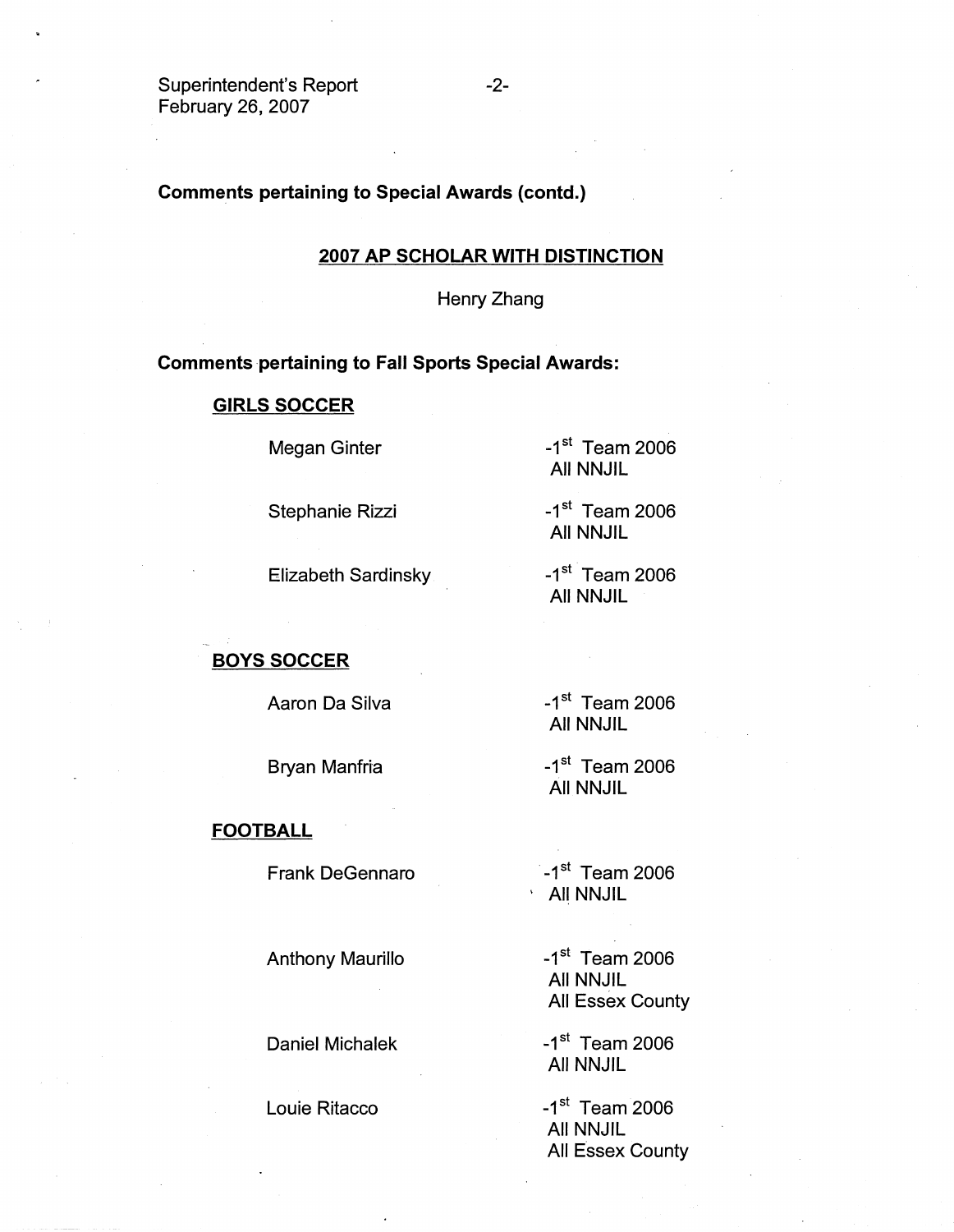**Comments pertaining to Special Awards (contd.)**

**2007 AP SCHOLAR WITH DISTINCTION**

Henry Zhang

**Comments pertaining to Fall Sports Special Awards:**

**GIRLS SOCCER**

| Name | Award |
|---|---|
| Megan Ginter | -1st Team 2006 All NNJIL |
| Stephanie Rizzi | -1st Team 2006 All NNJIL |
| Elizabeth Sardinsky | -1st Team 2006 All NNJIL |

**BOYS SOCCER**

| Name | Award |
|---|---|
| Aaron Da Silva | -1st Team 2006 All NNJIL |
| Bryan Manfria | -1st Team 2006 All NNJIL |

**FOOTBALL**

| Name | Award |
|---|---|
| Frank DeGennaro | -1st Team 2006 All NNJIL |
| Anthony Maurillo | -1st Team 2006 All NNJIL, All Essex County |
| Daniel Michalek | -1st Team 2006 All NNJIL |
| Louie Ritacco | -1st Team 2006 All NNJIL, All Essex County |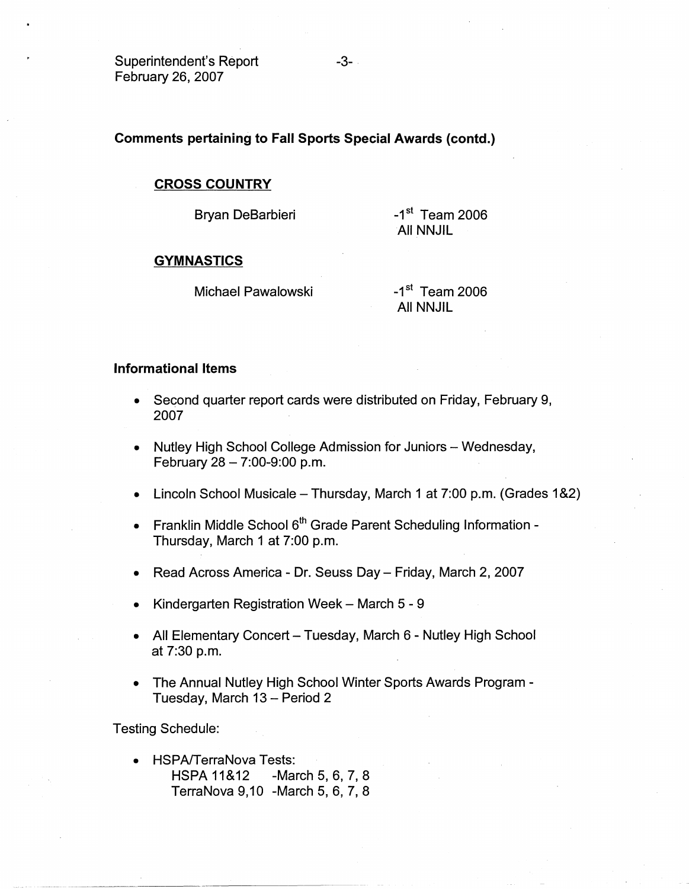**Comments pertaining to Fall Sports Special Awards (contd.)**

**CROSS COUNTRY**

Bryan DeBarbieri — -1st Team 2006 All NNJIL

**GYMNASTICS**

Michael Pawalowski — -1st Team 2006 All NNJIL

**Informational Items**

- Second quarter report cards were distributed on Friday, February 9, 2007
- Nutley High School College Admission for Juniors – Wednesday, February 28 – 7:00-9:00 p.m.
- Lincoln School Musicale – Thursday, March 1 at 7:00 p.m. (Grades 1&2)
- Franklin Middle School 6th Grade Parent Scheduling Information - Thursday, March 1 at 7:00 p.m.
- Read Across America - Dr. Seuss Day – Friday, March 2, 2007
- Kindergarten Registration Week – March 5 - 9
- All Elementary Concert – Tuesday, March 6 - Nutley High School at 7:30 p.m.
- The Annual Nutley High School Winter Sports Awards Program - Tuesday, March 13 – Period 2

Testing Schedule:

- HSPA/TerraNova Tests:
  - HSPA 11&12 -March 5, 6, 7, 8
  - TerraNova 9,10 -March 5, 6, 7, 8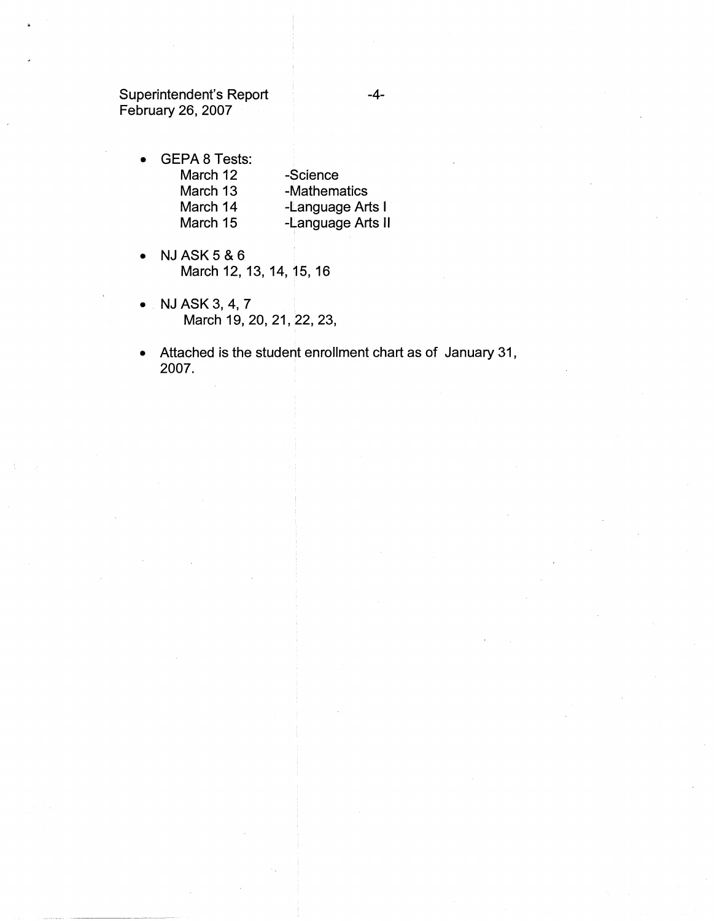- GEPA 8 Tests:
  - March 12 -Science
  - March 13 -Mathematics
  - March 14 -Language Arts I
  - March 15 -Language Arts II
- NJ ASK 5 & 6
  March 12, 13, 14, 15, 16
- NJ ASK 3, 4, 7
  March 19, 20, 21, 22, 23,
- Attached is the student enrollment chart as of January 31, 2007.